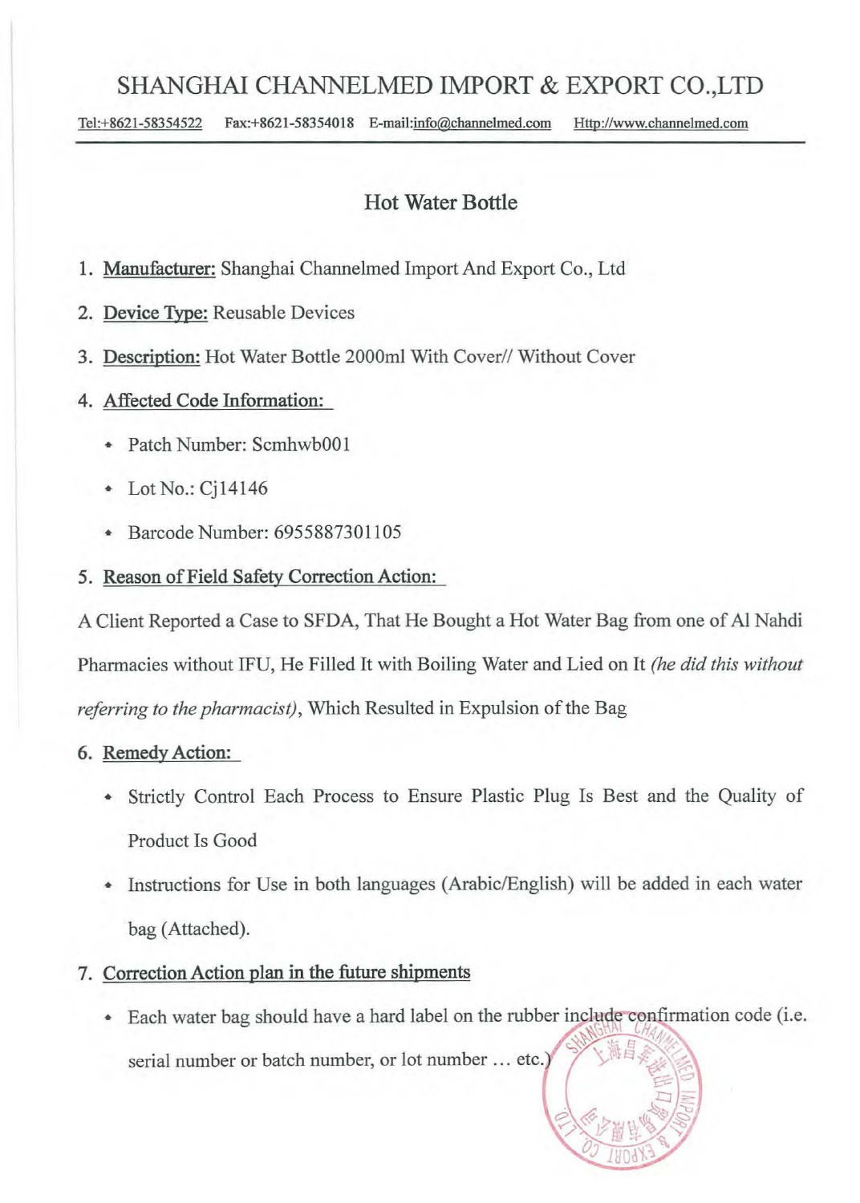# SHANGHAI CHANNELMED IMPORT & EXPORT CO.,LTD

Tel:+8621-58354522 Fax:+8621-58354018 E-mail:info@channelmed.com Http://www.channelmed.com

## Hot Water Bottle

1. **Manufacturer:** Shanghai Channelmed Import And Export Co., Ltd
2. **Device Type:** Reusable Devices
3. **Description:** Hot Water Bottle 2000ml With Cover// Without Cover
4. **Affected Code Information:**
   - Patch Number: Scmhwb001
   - Lot No.: Cj14146
   - Barcode Number: 6955887301105
5. **Reason of Field Safety Correction Action:**

A Client Reported a Case to SFDA, That He Bought a Hot Water Bag from one of Al Nahdi Pharmacies without IFU, He Filled It with Boiling Water and Lied on It *(he did this without referring to the pharmacist)*, Which Resulted in Expulsion of the Bag

6. **Remedy Action:**
   - Strictly Control Each Process to Ensure Plastic Plug Is Best and the Quality of Product Is Good
   - Instructions for Use in both languages (Arabic/English) will be added in each water bag (Attached).
7. **Correction Action plan in the future shipments**
   - Each water bag should have a hard label on the rubber include confirmation code (i.e. serial number or batch number, or lot number … etc.)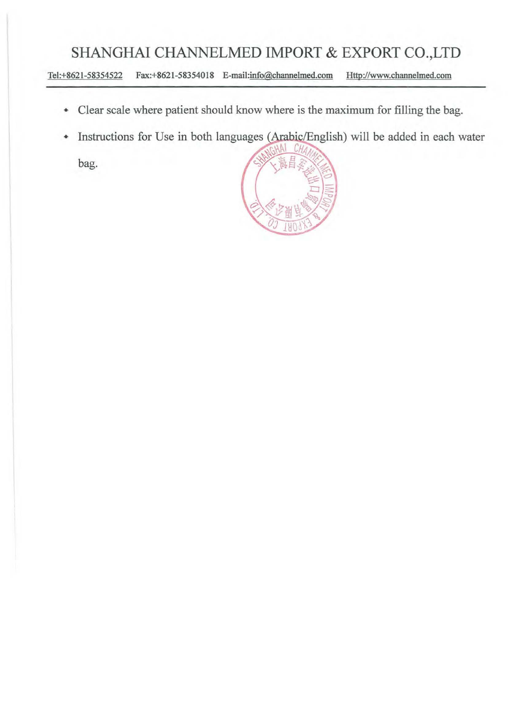# SHANGHAI CHANNELMED IMPORT & EXPORT CO.,LTD

Tel:+8621-58354522 Fax:+8621-58354018 E-mail:info@channelmed.com Http://www.channelmed.com

- Clear scale where patient should know where is the maximum for filling the bag.
- Instructions for Use in both languages (Arabic/English) will be added in each water bag.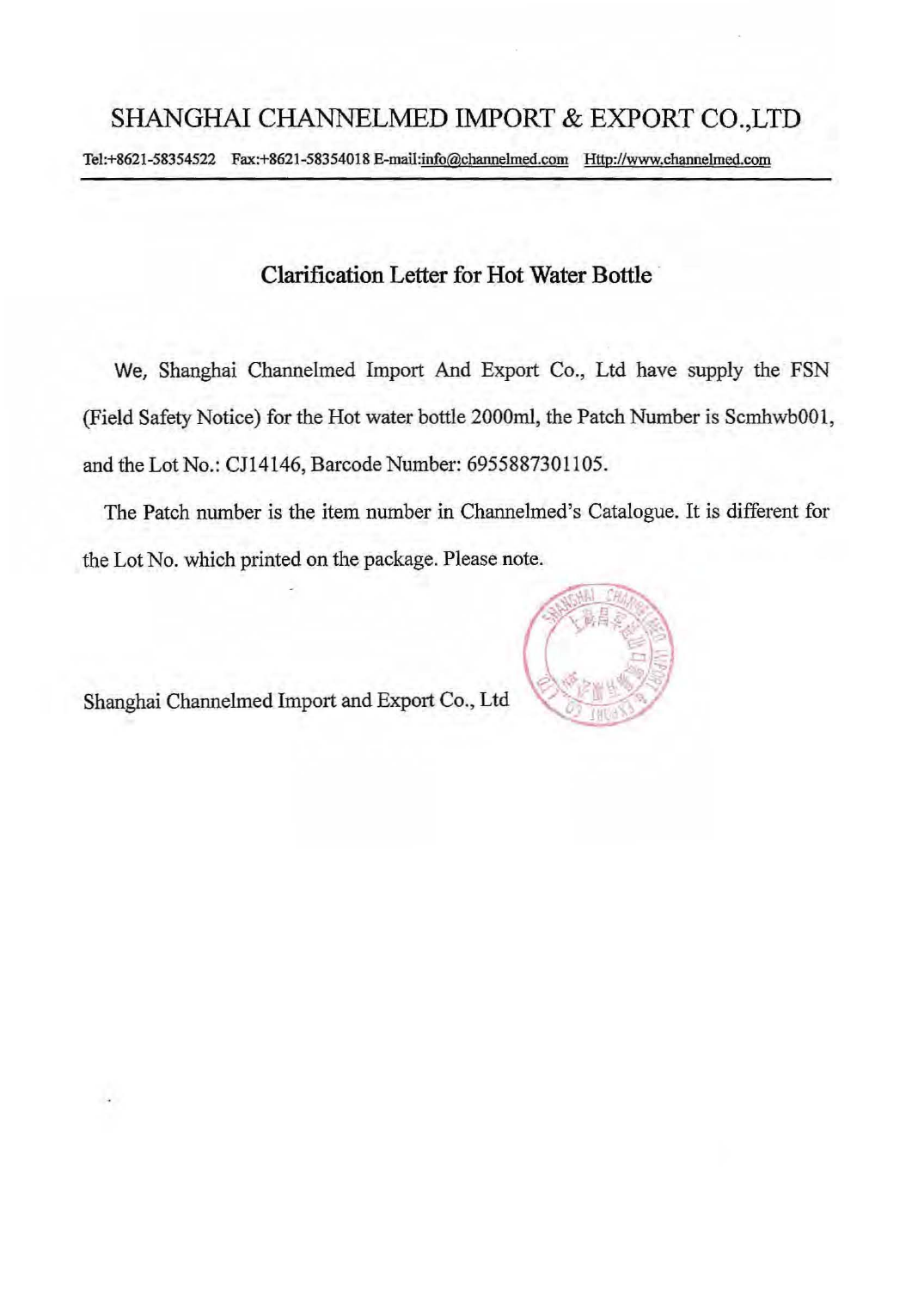# SHANGHAI CHANNELMED IMPORT & EXPORT CO.,LTD

Tel:+8621-58354522 Fax:+8621-58354018 E-mail:info@channelmed.com Http://www.channelmed.com

## Clarification Letter for Hot Water Bottle

We, Shanghai Channelmed Import And Export Co., Ltd have supply the FSN (Field Safety Notice) for the Hot water bottle 2000ml, the Patch Number is Scmhwb001, and the Lot No.: CJ14146, Barcode Number: 6955887301105.

The Patch number is the item number in Channelmed's Catalogue. It is different for the Lot No. which printed on the package. Please note.

Shanghai Channelmed Import and Export Co., Ltd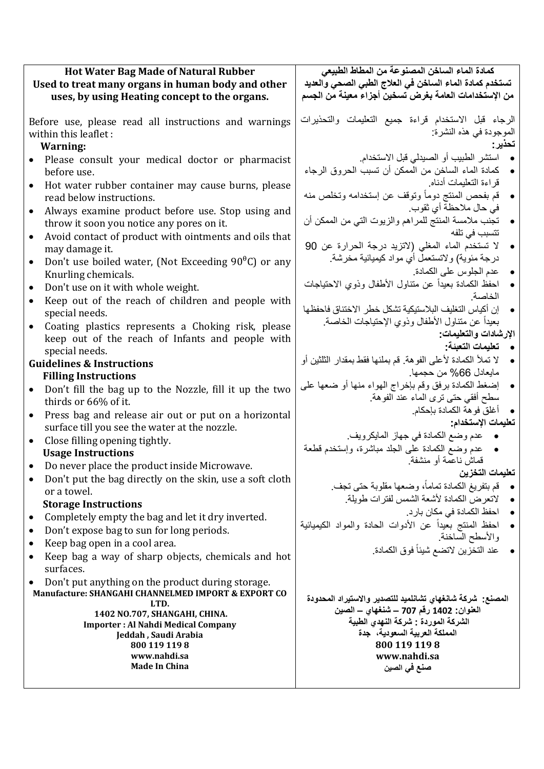**Hot Water Bag Made of Natural Rubber**
**Used to treat many organs in human body and other uses, by using Heating concept to the organs.**

Before use, please read all instructions and warnings within this leaflet :

**Warning:**

- Please consult your medical doctor or pharmacist before use.
- Hot water rubber container may cause burns, please read below instructions.
- Always examine product before use. Stop using and throw it soon you notice any pores on it.
- Avoid contact of product with ointments and oils that may damage it.
- Don't use boiled water, (Not Exceeding $90^{0}$C) or any Knurling chemicals.
- Don't use on it with whole weight.
- Keep out of the reach of children and people with special needs.
- Coating plastics represents a Choking risk, please keep out of the reach of Infants and people with special needs.

**Guidelines & Instructions**

**Filling Instructions**

- Don't fill the bag up to the Nozzle, fill it up the two thirds or 66% of it.
- Press bag and release air out or put on a horizontal surface till you see the water at the nozzle.
- Close filling opening tightly.

**Usage Instructions**

- Do never place the product inside Microwave.
- Don't put the bag directly on the skin, use a soft cloth or a towel.

**Storage Instructions**

- Completely empty the bag and let it dry inverted.
- Don't expose bag to sun for long periods.
- Keep bag open in a cool area.
- Keep bag a way of sharp objects, chemicals and hot surfaces.
- Don't put anything on the product during storage.

**Manufacture: SHANGAHI CHANNELMED IMPORT & EXPORT CO LTD.**
**1402 NO.707, SHANGAHI, CHINA.**
**Importer : Al Nahdi Medical Company**
**Jeddah , Saudi Arabia**
**800 119 119 8**
**www.nahdi.sa**
**Made In China**

**كمادة الماء الساخن المصنوعة من المطاط الطبيعي**
**تستخدم كمادة الماء الساخن في العلاج الطبي الصحي والعديد من الإستخدامات العامة بغرض تسخين أجزاء معينة من الجسم**

الرجاء قبل الاستخدام قراءة جميع التعليمات والتحذيرات الموجودة في هذه النشرة:

**تحذير:**

- استشر الطبيب أو الصيدلي قبل الاستخدام.
- كمادة الماء الساخن من الممكن أن تسبب الحروق الرجاء قراءة التعليمات أدناه.
- قم بفحص المنتج دوماً وتوقف عن إستخدامه وتخلص منه في حال ملاحظة أي ثقوب.
- تجنب ملامسة المنتج للمراهم والزيوت التي من الممكن أن تتسبب في تلفه
- لا تستخدم الماء المغلي (لاتزيد درجة الحرارة عن 90 درجة مئوية) ولاتستعمل أي مواد كيميائية مخرشة.
- عدم الجلوس على الكمادة.
- احفظ الكمادة بعيداً عن متناول الأطفال وذوي الاحتياجات الخاصة.
- إن أكياس التغليف البلاستيكية تشكل خطر الاختناق فاحفظها بعيداً عن متناول الأطفال وذوي الإحتياجات الخاصة.

**الإرشادات والتعليمات:**

- **تعليمات التعبئة:**
- لا تملأ الكمادة لأعلى الفوهة. قم بملئها فقط بمقدار الثلثين أو مايعادل 66% من حجمها.
- إضغط الكمادة برفق وقم بإخراج الهواء منها أو ضعها على سطح أفقي حتى ترى الماء عند الفوهة.
- أغلق فوهة الكمادة بإحكام.

**تعليمات الإستخدام:**

- عدم وضع الكمادة في جهاز المايكرويف.
- عدم وضع الكمادة على الجلد مباشرة، وإستخدم قطعة قماش ناعمة أو منشفة.

**تعليمات التخزين**

- قم بتفريغ الكمادة تماماً، وضعها مقلوبة حتى تجف.
- لاتعرض الكمادة لأشعة الشمس لفترات طويلة.
- احفظ الكمادة في مكان بارد.
- احفظ المنتج بعيداً عن الأدوات الحادة والمواد الكيميائية والأسطح الساخنة.
- عند التخزين لاتضع شيئاً فوق الكمادة.

**المصنع: شركة شانغهاي تشانلميد للتصدير والاستيراد المحدودة**
**العنوان: 1402 رقم 707 – شنغهاي – الصين**
**الشركة الموردة : شركة النهدي الطبية**
**المملكة العربية السعودية، جدة**
**800 119 119 8**
**www.nahdi.sa**
**صنع في الصين**